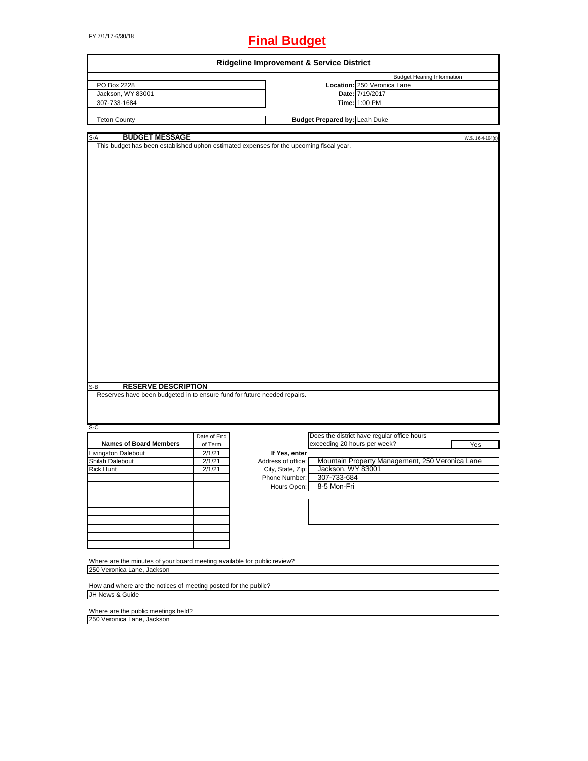FY 7/1/17-6/30/18

# Final Budget

## Ridgeline Improvement & Service District

| | Budget Hearing Information | |
|---|---|---|
| PO Box 2228 | **Location:** | 250 Veronica Lane |
| Jackson, WY 83001 | **Date:** | 7/19/2017 |
| 307-733-1684 | **Time:** | 1:00 PM |
| Teton County | **Budget Prepared by:** | Leah Duke |

### S-A BUDGET MESSAGE

W.S. 16-4-104(d)

This budget has been established uphon estimated expenses for the upcoming fiscal year.

### S-B RESERVE DESCRIPTION

Reserves have been budgeted in to ensure fund for future needed repairs.

### S-C

| Names of Board Members | Date of End of Term |
|---|---|
| Livingston Dalebout | 2/1/21 |
| Shilah Dalebout | 2/1/21 |
| Rick Hunt | 2/1/21 |

Does the district have regular office hours exceeding 20 hours per week? Yes

**If Yes, enter**

| | |
|---|---|
| Address of office: | Mountain Property Management, 250 Veronica Lane |
| City, State, Zip: | Jackson, WY 83001 |
| Phone Number: | 307-733-684 |
| Hours Open: | 8-5 Mon-Fri |

Where are the minutes of your board meeting available for public review?

250 Veronica Lane, Jackson

How and where are the notices of meeting posted for the public?

JH News & Guide

Where are the public meetings held?

250 Veronica Lane, Jackson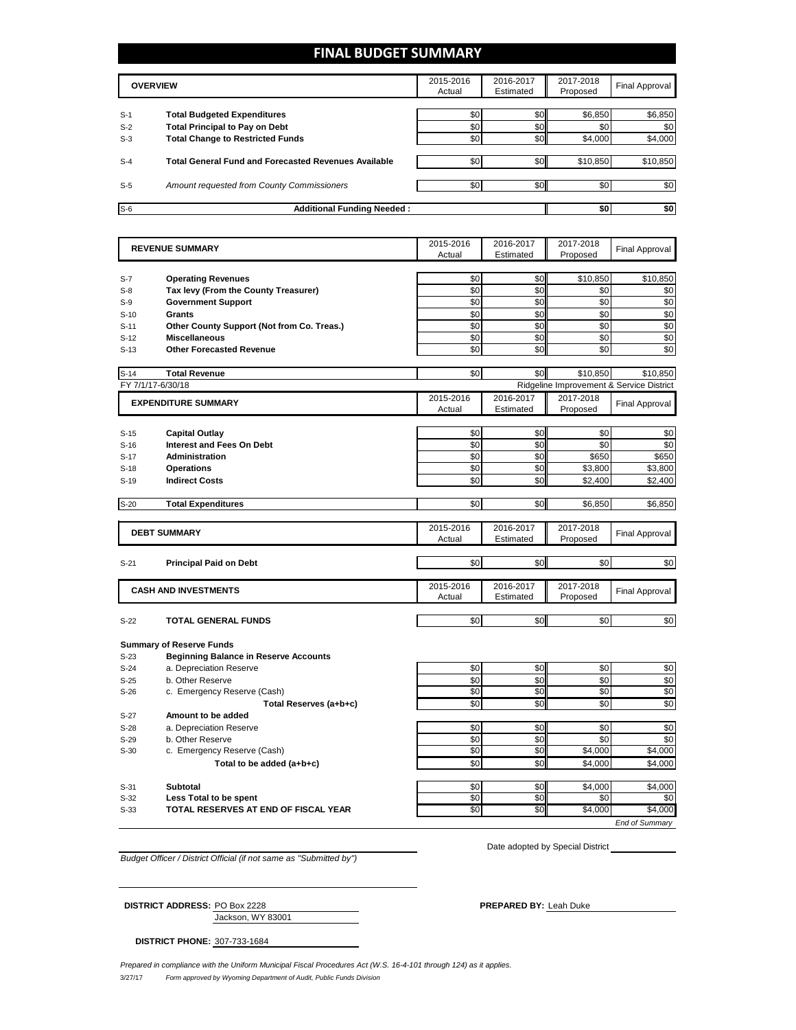# FINAL BUDGET SUMMARY

| | OVERVIEW | 2015-2016 Actual | 2016-2017 Estimated | 2017-2018 Proposed | Final Approval |
|---|---|---|---|---|---|
| S-1 | **Total Budgeted Expenditures** | $0 | $0 | $6,850 | $6,850 |
| S-2 | **Total Principal to Pay on Debt** | $0 | $0 | $0 | $0 |
| S-3 | **Total Change to Restricted Funds** | $0 | $0 | $4,000 | $4,000 |
| S-4 | **Total General Fund and Forecasted Revenues Available** | $0 | $0 | $10,850 | $10,850 |
| S-5 | *Amount requested from County Commissioners* | $0 | $0 | $0 | $0 |
| S-6 | **Additional Funding Needed :** | | | **$0** | **$0** |

| | REVENUE SUMMARY | 2015-2016 Actual | 2016-2017 Estimated | 2017-2018 Proposed | Final Approval |
|---|---|---|---|---|---|
| S-7 | **Operating Revenues** | $0 | $0 | $10,850 | $10,850 |
| S-8 | **Tax levy (From the County Treasurer)** | $0 | $0 | $0 | $0 |
| S-9 | **Government Support** | $0 | $0 | $0 | $0 |
| S-10 | **Grants** | $0 | $0 | $0 | $0 |
| S-11 | **Other County Support (Not from Co. Treas.)** | $0 | $0 | $0 | $0 |
| S-12 | **Miscellaneous** | $0 | $0 | $0 | $0 |
| S-13 | **Other Forecasted Revenue** | $0 | $0 | $0 | $0 |
| S-14 | **Total Revenue** | $0 | $0 | $10,850 | $10,850 |

FY 7/1/17-6/30/18 — Ridgeline Improvement & Service District

| | EXPENDITURE SUMMARY | 2015-2016 Actual | 2016-2017 Estimated | 2017-2018 Proposed | Final Approval |
|---|---|---|---|---|---|
| S-15 | **Capital Outlay** | $0 | $0 | $0 | $0 |
| S-16 | **Interest and Fees On Debt** | $0 | $0 | $0 | $0 |
| S-17 | **Administration** | $0 | $0 | $650 | $650 |
| S-18 | **Operations** | $0 | $0 | $3,800 | $3,800 |
| S-19 | **Indirect Costs** | $0 | $0 | $2,400 | $2,400 |
| S-20 | **Total Expenditures** | $0 | $0 | $6,850 | $6,850 |

| | DEBT SUMMARY | 2015-2016 Actual | 2016-2017 Estimated | 2017-2018 Proposed | Final Approval |
|---|---|---|---|---|---|
| S-21 | **Principal Paid on Debt** | $0 | $0 | $0 | $0 |

| | CASH AND INVESTMENTS | 2015-2016 Actual | 2016-2017 Estimated | 2017-2018 Proposed | Final Approval |
|---|---|---|---|---|---|
| S-22 | **TOTAL GENERAL FUNDS** | $0 | $0 | $0 | $0 |
| | **Summary of Reserve Funds** | | | | |
| S-23 | **Beginning Balance in Reserve Accounts** | | | | |
| S-24 | a. Depreciation Reserve | $0 | $0 | $0 | $0 |
| S-25 | b. Other Reserve | $0 | $0 | $0 | $0 |
| S-26 | c. Emergency Reserve (Cash) | $0 | $0 | $0 | $0 |
| | **Total Reserves (a+b+c)** | $0 | $0 | $0 | $0 |
| S-27 | **Amount to be added** | | | | |
| S-28 | a. Depreciation Reserve | $0 | $0 | $0 | $0 |
| S-29 | b. Other Reserve | $0 | $0 | $0 | $0 |
| S-30 | c. Emergency Reserve (Cash) | $0 | $0 | $4,000 | $4,000 |
| | **Total to be added (a+b+c)** | $0 | $0 | $4,000 | $4,000 |
| S-31 | **Subtotal** | $0 | $0 | $4,000 | $4,000 |
| S-32 | **Less Total to be spent** | $0 | $0 | $0 | $0 |
| S-33 | **TOTAL RESERVES AT END OF FISCAL YEAR** | $0 | $0 | $4,000 | $4,000 |

*End of Summary*

*Budget Officer / District Official (if not same as "Submitted by")*

Date adopted by Special District

**DISTRICT ADDRESS:** PO Box 2228
Jackson, WY 83001

**PREPARED BY:** Leah Duke

**DISTRICT PHONE:** 307-733-1684

*Prepared in compliance with the Uniform Municipal Fiscal Procedures Act (W.S. 16-4-101 through 124) as it applies.*

3/27/17 *Form approved by Wyoming Department of Audit, Public Funds Division*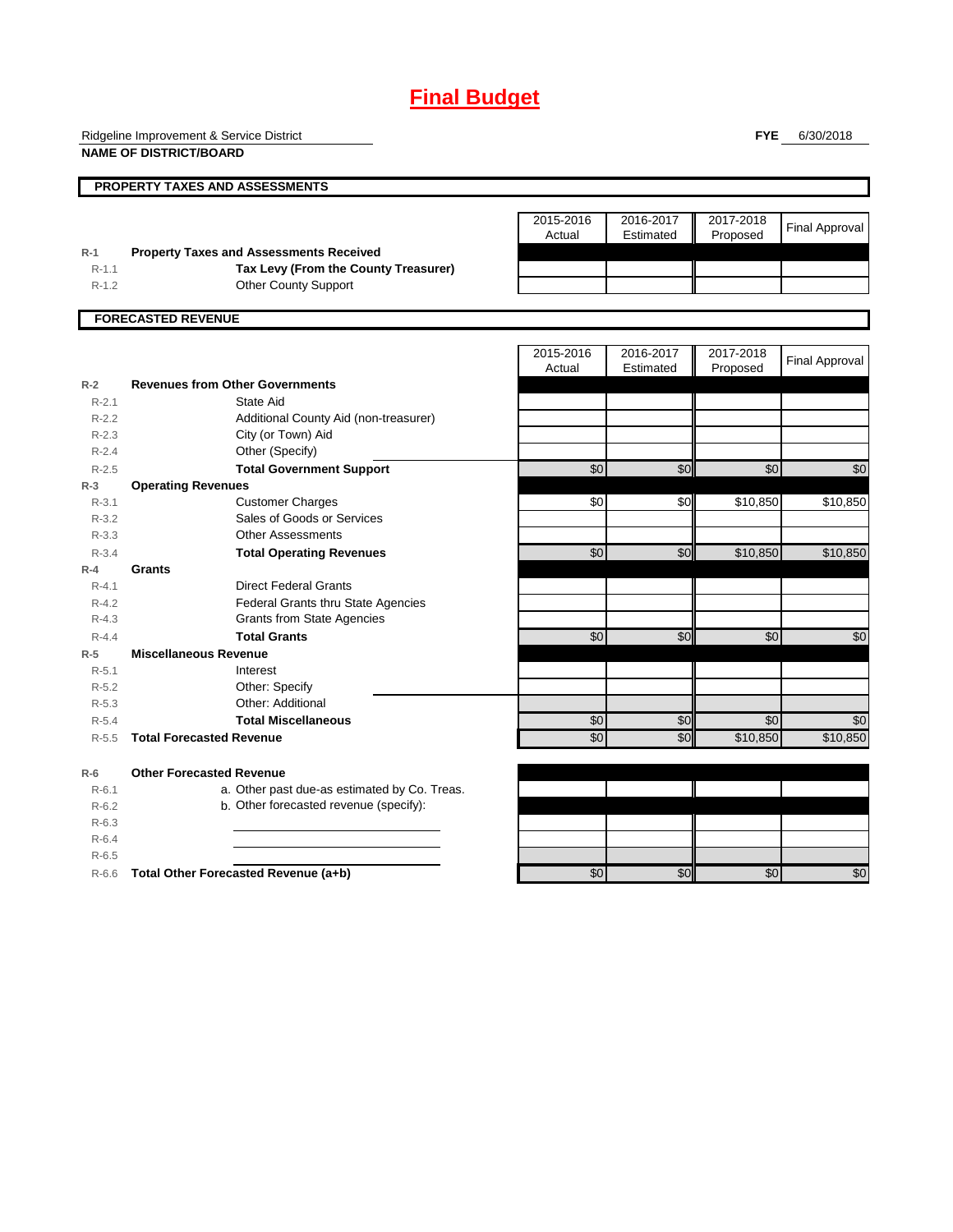# Final Budget

Ridgeline Improvement & Service District
**NAME OF DISTRICT/BOARD**

**FYE** 6/30/2018

## PROPERTY TAXES AND ASSESSMENTS

| | | 2015-2016 Actual | 2016-2017 Estimated | 2017-2018 Proposed | Final Approval |
|---|---|---|---|---|---|
| R-1 | **Property Taxes and Assessments Received** | | | | |
| R-1.1 | **Tax Levy (From the County Treasurer)** | | | | |
| R-1.2 | Other County Support | | | | |

## FORECASTED REVENUE

| | | 2015-2016 Actual | 2016-2017 Estimated | 2017-2018 Proposed | Final Approval |
|---|---|---|---|---|---|
| R-2 | **Revenues from Other Governments** | | | | |
| R-2.1 | State Aid | | | | |
| R-2.2 | Additional County Aid (non-treasurer) | | | | |
| R-2.3 | City (or Town) Aid | | | | |
| R-2.4 | Other (Specify) | | | | |
| R-2.5 | **Total Government Support** | $0 | $0 | $0 | $0 |
| R-3 | **Operating Revenues** | | | | |
| R-3.1 | Customer Charges | $0 | $0 | $10,850 | $10,850 |
| R-3.2 | Sales of Goods or Services | | | | |
| R-3.3 | Other Assessments | | | | |
| R-3.4 | **Total Operating Revenues** | $0 | $0 | $10,850 | $10,850 |
| R-4 | **Grants** | | | | |
| R-4.1 | Direct Federal Grants | | | | |
| R-4.2 | Federal Grants thru State Agencies | | | | |
| R-4.3 | Grants from State Agencies | | | | |
| R-4.4 | **Total Grants** | $0 | $0 | $0 | $0 |
| R-5 | **Miscellaneous Revenue** | | | | |
| R-5.1 | Interest | | | | |
| R-5.2 | Other: Specify | | | | |
| R-5.3 | Other: Additional | | | | |
| R-5.4 | **Total Miscellaneous** | $0 | $0 | $0 | $0 |
| R-5.5 | **Total Forecasted Revenue** | $0 | $0 | $10,850 | $10,850 |
| R-6 | **Other Forecasted Revenue** | | | | |
| R-6.1 | a. Other past due-as estimated by Co. Treas. | | | | |
| R-6.2 | b. Other forecasted revenue (specify): | | | | |
| R-6.3 | | | | | |
| R-6.4 | | | | | |
| R-6.5 | | | | | |
| R-6.6 | **Total Other Forecasted Revenue (a+b)** | $0 | $0 | $0 | $0 |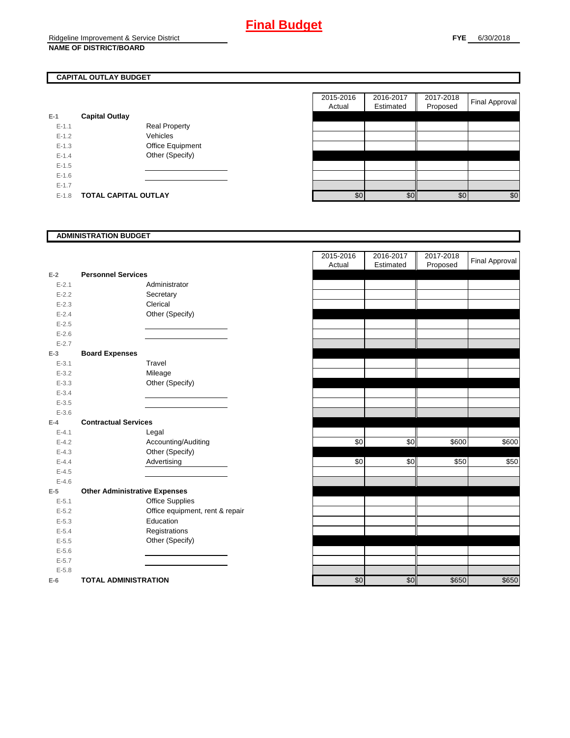# Final Budget

Ridgeline Improvement & Service District
**NAME OF DISTRICT/BOARD**

**FYE** 6/30/2018

## CAPITAL OUTLAY BUDGET

| | | | 2015-2016 Actual | 2016-2017 Estimated | 2017-2018 Proposed | Final Approval |
|---|---|---|---|---|---|---|
| E-1 | **Capital Outlay** | | | | | |
| E-1.1 | | Real Property | | | | |
| E-1.2 | | Vehicles | | | | |
| E-1.3 | | Office Equipment | | | | |
| E-1.4 | | Other (Specify) | | | | |
| E-1.5 | | | | | | |
| E-1.6 | | | | | | |
| E-1.7 | | | | | | |
| E-1.8 | **TOTAL CAPITAL OUTLAY** | | $0 | $0 | $0 | $0 |

## ADMINISTRATION BUDGET

| | | | 2015-2016 Actual | 2016-2017 Estimated | 2017-2018 Proposed | Final Approval |
|---|---|---|---|---|---|---|
| E-2 | **Personnel Services** | | | | | |
| E-2.1 | | Administrator | | | | |
| E-2.2 | | Secretary | | | | |
| E-2.3 | | Clerical | | | | |
| E-2.4 | | Other (Specify) | | | | |
| E-2.5 | | | | | | |
| E-2.6 | | | | | | |
| E-2.7 | | | | | | |
| E-3 | **Board Expenses** | | | | | |
| E-3.1 | | Travel | | | | |
| E-3.2 | | Mileage | | | | |
| E-3.3 | | Other (Specify) | | | | |
| E-3.4 | | | | | | |
| E-3.5 | | | | | | |
| E-3.6 | | | | | | |
| E-4 | **Contractual Services** | | | | | |
| E-4.1 | | Legal | | | | |
| E-4.2 | | Accounting/Auditing | $0 | $0 | $600 | $600 |
| E-4.3 | | Other (Specify) | | | | |
| E-4.4 | | Advertising | $0 | $0 | $50 | $50 |
| E-4.5 | | | | | | |
| E-4.6 | | | | | | |
| E-5 | **Other Administrative Expenses** | | | | | |
| E-5.1 | | Office Supplies | | | | |
| E-5.2 | | Office equipment, rent & repair | | | | |
| E-5.3 | | Education | | | | |
| E-5.4 | | Registrations | | | | |
| E-5.5 | | Other (Specify) | | | | |
| E-5.6 | | | | | | |
| E-5.7 | | | | | | |
| E-5.8 | | | | | | |
| E-6 | **TOTAL ADMINISTRATION** | | $0 | $0 | $650 | $650 |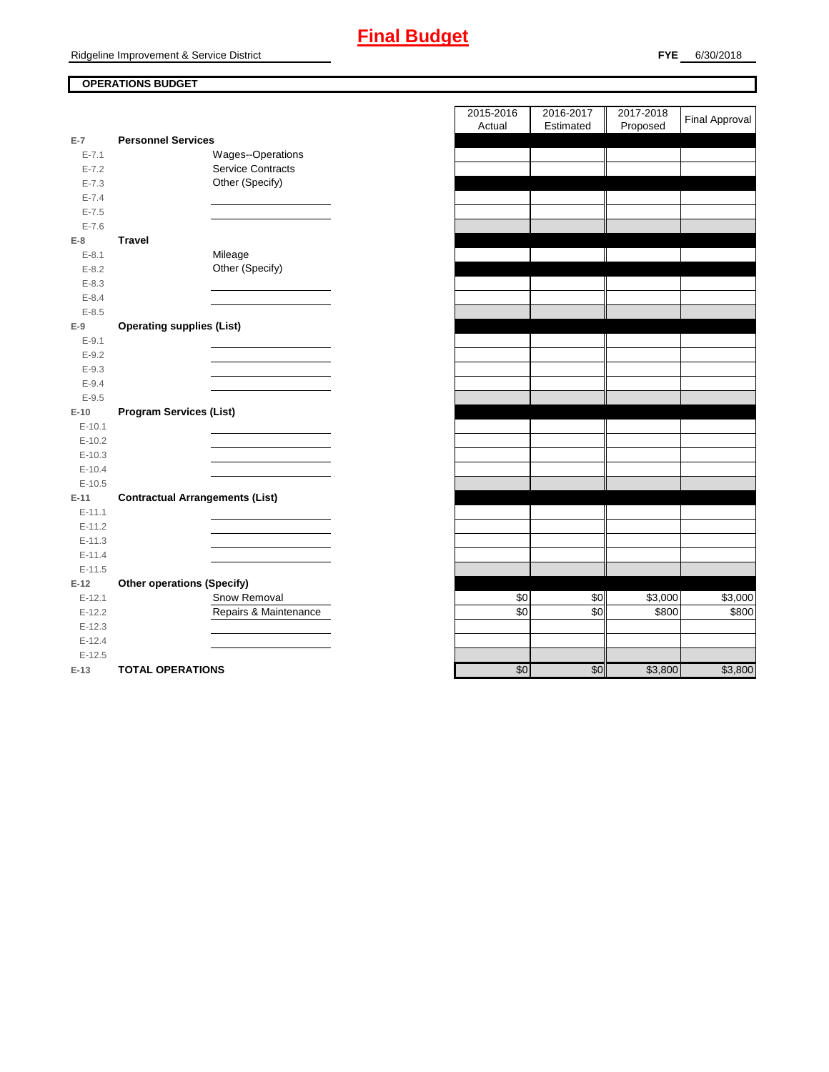# Final Budget

Ridgeline Improvement & Service District

**FYE** 6/30/2018

**OPERATIONS BUDGET**

| | | | 2015-2016 Actual | 2016-2017 Estimated | 2017-2018 Proposed | Final Approval |
|---|---|---|---|---|---|---|
| E-7 | **Personnel Services** | | | | | |
| E-7.1 | | Wages--Operations | | | | |
| E-7.2 | | Service Contracts | | | | |
| E-7.3 | | Other (Specify) | | | | |
| E-7.4 | | | | | | |
| E-7.5 | | | | | | |
| E-7.6 | | | | | | |
| E-8 | **Travel** | | | | | |
| E-8.1 | | Mileage | | | | |
| E-8.2 | | Other (Specify) | | | | |
| E-8.3 | | | | | | |
| E-8.4 | | | | | | |
| E-8.5 | | | | | | |
| E-9 | **Operating supplies (List)** | | | | | |
| E-9.1 | | | | | | |
| E-9.2 | | | | | | |
| E-9.3 | | | | | | |
| E-9.4 | | | | | | |
| E-9.5 | | | | | | |
| E-10 | **Program Services (List)** | | | | | |
| E-10.1 | | | | | | |
| E-10.2 | | | | | | |
| E-10.3 | | | | | | |
| E-10.4 | | | | | | |
| E-10.5 | | | | | | |
| E-11 | **Contractual Arrangements (List)** | | | | | |
| E-11.1 | | | | | | |
| E-11.2 | | | | | | |
| E-11.3 | | | | | | |
| E-11.4 | | | | | | |
| E-11.5 | | | | | | |
| E-12 | **Other operations (Specify)** | | | | | |
| E-12.1 | | Snow Removal | $0 | $0 | $3,000 | $3,000 |
| E-12.2 | | Repairs & Maintenance | $0 | $0 | $800 | $800 |
| E-12.3 | | | | | | |
| E-12.4 | | | | | | |
| E-12.5 | | | | | | |
| E-13 | **TOTAL OPERATIONS** | | $0 | $0 | $3,800 | $3,800 |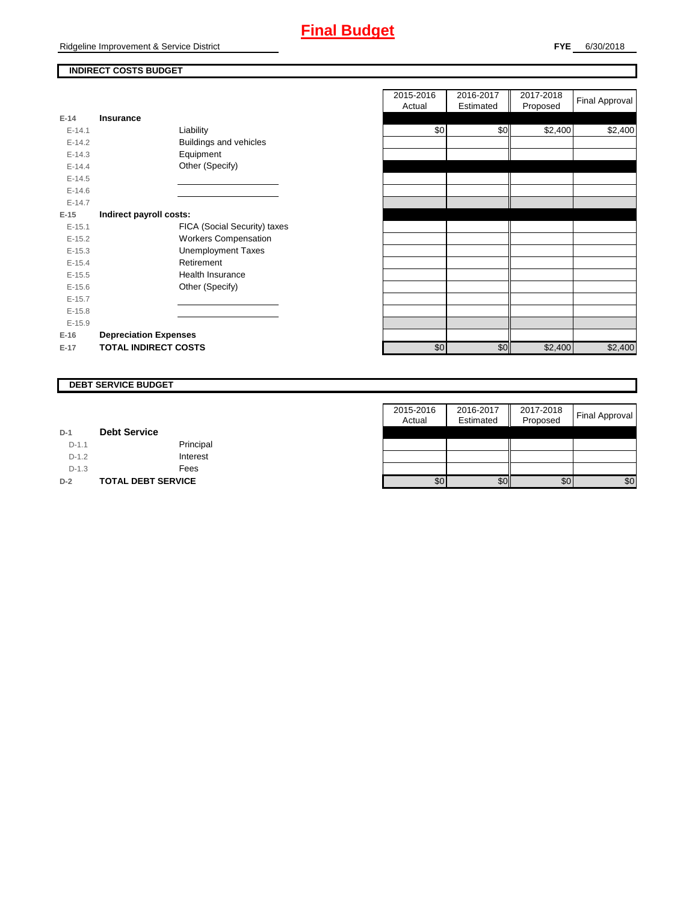# Final Budget

Ridgeline Improvement & Service District

**FYE** 6/30/2018

## INDIRECT COSTS BUDGET

| | | | 2015-2016 Actual | 2016-2017 Estimated | 2017-2018 Proposed | Final Approval |
|---|---|---|---|---|---|---|
| E-14 | **Insurance** | | | | | |
| E-14.1 | | Liability | $0 | $0 | $2,400 | $2,400 |
| E-14.2 | | Buildings and vehicles | | | | |
| E-14.3 | | Equipment | | | | |
| E-14.4 | | Other (Specify) | | | | |
| E-14.5 | | | | | | |
| E-14.6 | | | | | | |
| E-14.7 | | | | | | |
| E-15 | **Indirect payroll costs:** | | | | | |
| E-15.1 | | FICA (Social Security) taxes | | | | |
| E-15.2 | | Workers Compensation | | | | |
| E-15.3 | | Unemployment Taxes | | | | |
| E-15.4 | | Retirement | | | | |
| E-15.5 | | Health Insurance | | | | |
| E-15.6 | | Other (Specify) | | | | |
| E-15.7 | | | | | | |
| E-15.8 | | | | | | |
| E-15.9 | | | | | | |
| E-16 | **Depreciation Expenses** | | | | | |
| E-17 | **TOTAL INDIRECT COSTS** | | $0 | $0 | $2,400 | $2,400 |

## DEBT SERVICE BUDGET

| | | | 2015-2016 Actual | 2016-2017 Estimated | 2017-2018 Proposed | Final Approval |
|---|---|---|---|---|---|---|
| D-1 | **Debt Service** | | | | | |
| D-1.1 | | Principal | | | | |
| D-1.2 | | Interest | | | | |
| D-1.3 | | Fees | | | | |
| D-2 | **TOTAL DEBT SERVICE** | | $0 | $0 | $0 | $0 |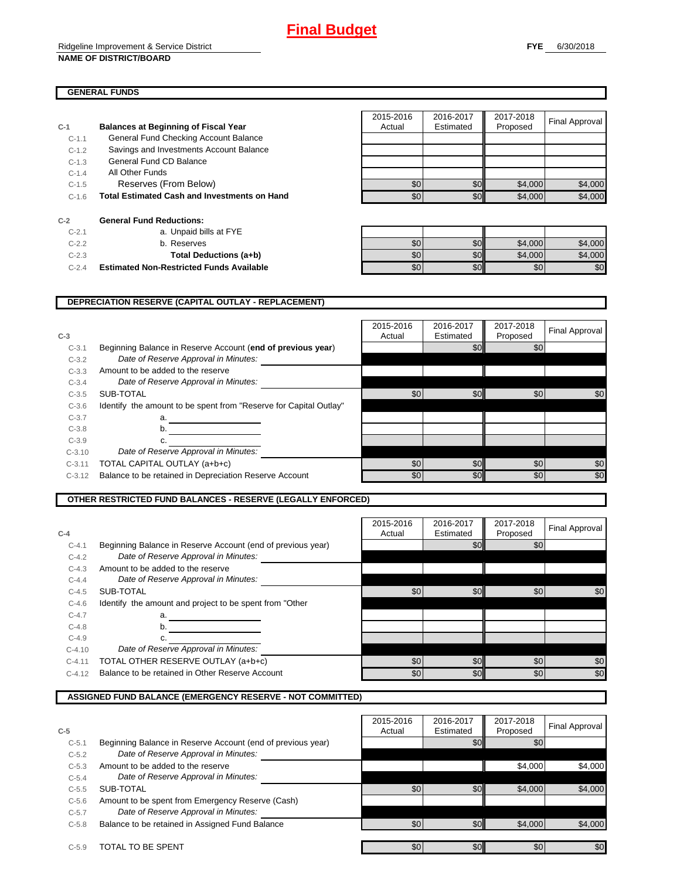# Final Budget

Ridgeline Improvement & Service District

**NAME OF DISTRICT/BOARD**

**FYE** 6/30/2018

## GENERAL FUNDS

| | | 2015-2016 Actual | 2016-2017 Estimated | 2017-2018 Proposed | Final Approval |
|---|---|---|---|---|---|
| **C-1** | **Balances at Beginning of Fiscal Year** | | | | |
| C-1.1 | General Fund Checking Account Balance | | | | |
| C-1.2 | Savings and Investments Account Balance | | | | |
| C-1.3 | General Fund CD Balance | | | | |
| C-1.4 | All Other Funds | | | | |
| C-1.5 | Reserves (From Below) | $0 | $0 | $4,000 | $4,000 |
| C-1.6 | **Total Estimated Cash and Investments on Hand** | $0 | $0 | $4,000 | $4,000 |
| **C-2** | **General Fund Reductions:** | | | | |
| C-2.1 | a. Unpaid bills at FYE | | | | |
| C-2.2 | b. Reserves | $0 | $0 | $4,000 | $4,000 |
| C-2.3 | **Total Deductions (a+b)** | $0 | $0 | $4,000 | $4,000 |
| C-2.4 | **Estimated Non-Restricted Funds Available** | $0 | $0 | $0 | $0 |

## DEPRECIATION RESERVE (CAPITAL OUTLAY - REPLACEMENT)

| **C-3** | | 2015-2016 Actual | 2016-2017 Estimated | 2017-2018 Proposed | Final Approval |
|---|---|---|---|---|---|
| C-3.1 | Beginning Balance in Reserve Account (**end of previous year**) | | $0 | $0 | |
| C-3.2 | *Date of Reserve Approval in Minutes:* | | | | |
| C-3.3 | Amount to be added to the reserve | | | | |
| C-3.4 | *Date of Reserve Approval in Minutes:* | | | | |
| C-3.5 | SUB-TOTAL | $0 | $0 | $0 | $0 |
| C-3.6 | Identify the amount to be spent from "Reserve for Capital Outlay" | | | | |
| C-3.7 | a. | | | | |
| C-3.8 | b. | | | | |
| C-3.9 | c. | | | | |
| C-3.10 | *Date of Reserve Approval in Minutes:* | | | | |
| C-3.11 | TOTAL CAPITAL OUTLAY (a+b+c) | $0 | $0 | $0 | $0 |
| C-3.12 | Balance to be retained in Depreciation Reserve Account | $0 | $0 | $0 | $0 |

## OTHER RESTRICTED FUND BALANCES - RESERVE (LEGALLY ENFORCED)

| **C-4** | | 2015-2016 Actual | 2016-2017 Estimated | 2017-2018 Proposed | Final Approval |
|---|---|---|---|---|---|
| C-4.1 | Beginning Balance in Reserve Account (end of previous year) | | $0 | $0 | |
| C-4.2 | *Date of Reserve Approval in Minutes:* | | | | |
| C-4.3 | Amount to be added to the reserve | | | | |
| C-4.4 | *Date of Reserve Approval in Minutes:* | | | | |
| C-4.5 | SUB-TOTAL | $0 | $0 | $0 | $0 |
| C-4.6 | Identify the amount and project to be spent from "Other | | | | |
| C-4.7 | a. | | | | |
| C-4.8 | b. | | | | |
| C-4.9 | c. | | | | |
| C-4.10 | *Date of Reserve Approval in Minutes:* | | | | |
| C-4.11 | TOTAL OTHER RESERVE OUTLAY (a+b+c) | $0 | $0 | $0 | $0 |
| C-4.12 | Balance to be retained in Other Reserve Account | $0 | $0 | $0 | $0 |

## ASSIGNED FUND BALANCE (EMERGENCY RESERVE - NOT COMMITTED)

| **C-5** | | 2015-2016 Actual | 2016-2017 Estimated | 2017-2018 Proposed | Final Approval |
|---|---|---|---|---|---|
| C-5.1 | Beginning Balance in Reserve Account (end of previous year) | | $0 | $0 | |
| C-5.2 | *Date of Reserve Approval in Minutes:* | | | | |
| C-5.3 | Amount to be added to the reserve | | | $4,000 | $4,000 |
| C-5.4 | *Date of Reserve Approval in Minutes:* | | | | |
| C-5.5 | SUB-TOTAL | $0 | $0 | $4,000 | $4,000 |
| C-5.6 | Amount to be spent from Emergency Reserve (Cash) | | | | |
| C-5.7 | *Date of Reserve Approval in Minutes:* | | | | |
| C-5.8 | Balance to be retained in Assigned Fund Balance | $0 | $0 | $4,000 | $4,000 |
| C-5.9 | TOTAL TO BE SPENT | $0 | $0 | $0 | $0 |